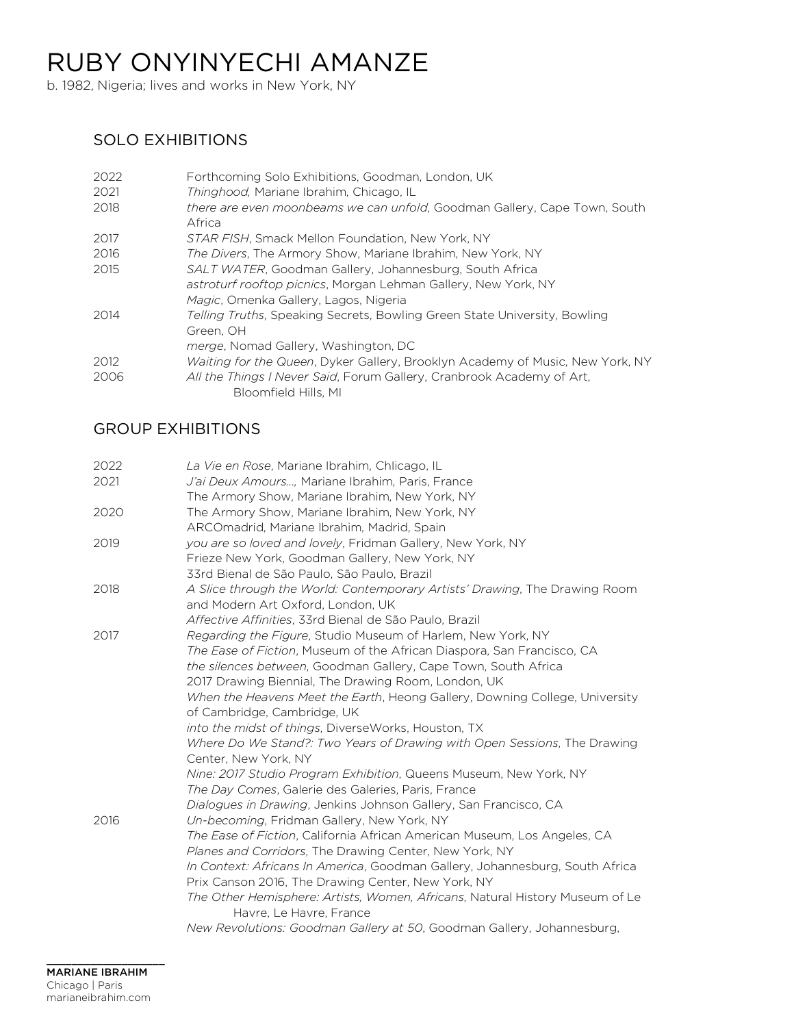# RUBY ONYINYECHI AMANZE

b. 1982, Nigeria; lives and works in New York, NY

## SOLO EXHIBITIONS

| | |
|---|---|
| 2022 | Forthcoming Solo Exhibitions, Goodman, London, UK |
| 2021 | *Thinghood,* Mariane Ibrahim, Chicago, IL |
| 2018 | *there are even moonbeams we can unfold*, Goodman Gallery, Cape Town, South Africa |
| 2017 | *STAR FISH*, Smack Mellon Foundation, New York, NY |
| 2016 | *The Divers*, The Armory Show, Mariane Ibrahim, New York, NY |
| 2015 | *SALT WATER*, Goodman Gallery, Johannesburg, South Africa |
| | *astroturf rooftop picnics*, Morgan Lehman Gallery, New York, NY |
| | *Magic*, Omenka Gallery, Lagos, Nigeria |
| 2014 | *Telling Truths*, Speaking Secrets, Bowling Green State University, Bowling Green, OH |
| | *merge*, Nomad Gallery, Washington, DC |
| 2012 | *Waiting for the Queen*, Dyker Gallery, Brooklyn Academy of Music, New York, NY |
| 2006 | *All the Things I Never Said*, Forum Gallery, Cranbrook Academy of Art, Bloomfield Hills, MI |

## GROUP EXHIBITIONS

| | |
|---|---|
| 2022 | *La Vie en Rose*, Mariane Ibrahim, Chlicago, IL |
| 2021 | *J'ai Deux Amours...*, Mariane Ibrahim, Paris, France |
| | The Armory Show, Mariane Ibrahim, New York, NY |
| 2020 | The Armory Show, Mariane Ibrahim, New York, NY |
| | ARCOmadrid, Mariane Ibrahim, Madrid, Spain |
| 2019 | *you are so loved and lovely*, Fridman Gallery, New York, NY |
| | Frieze New York, Goodman Gallery, New York, NY |
| | 33rd Bienal de São Paulo, São Paulo, Brazil |
| 2018 | *A Slice through the World: Contemporary Artists' Drawing*, The Drawing Room and Modern Art Oxford, London, UK |
| | *Affective Affinities*, 33rd Bienal de São Paulo, Brazil |
| 2017 | *Regarding the Figure*, Studio Museum of Harlem, New York, NY |
| | *The Ease of Fiction*, Museum of the African Diaspora, San Francisco, CA |
| | *the silences between*, Goodman Gallery, Cape Town, South Africa |
| | 2017 Drawing Biennial, The Drawing Room, London, UK |
| | *When the Heavens Meet the Earth*, Heong Gallery, Downing College, University of Cambridge, Cambridge, UK |
| | *into the midst of things*, DiverseWorks, Houston, TX |
| | *Where Do We Stand?: Two Years of Drawing with Open Sessions*, The Drawing Center, New York, NY |
| | *Nine: 2017 Studio Program Exhibition*, Queens Museum, New York, NY |
| | *The Day Comes*, Galerie des Galeries, Paris, France |
| | *Dialogues in Drawing*, Jenkins Johnson Gallery, San Francisco, CA |
| 2016 | *Un-becoming*, Fridman Gallery, New York, NY |
| | *The Ease of Fiction*, California African American Museum, Los Angeles, CA |
| | *Planes and Corridors*, The Drawing Center, New York, NY |
| | *In Context: Africans In America*, Goodman Gallery, Johannesburg, South Africa |
| | Prix Canson 2016, The Drawing Center, New York, NY |
| | *The Other Hemisphere: Artists, Women, Africans*, Natural History Museum of Le Havre, Le Havre, France |
| | *New Revolutions: Goodman Gallery at 50*, Goodman Gallery, Johannesburg, |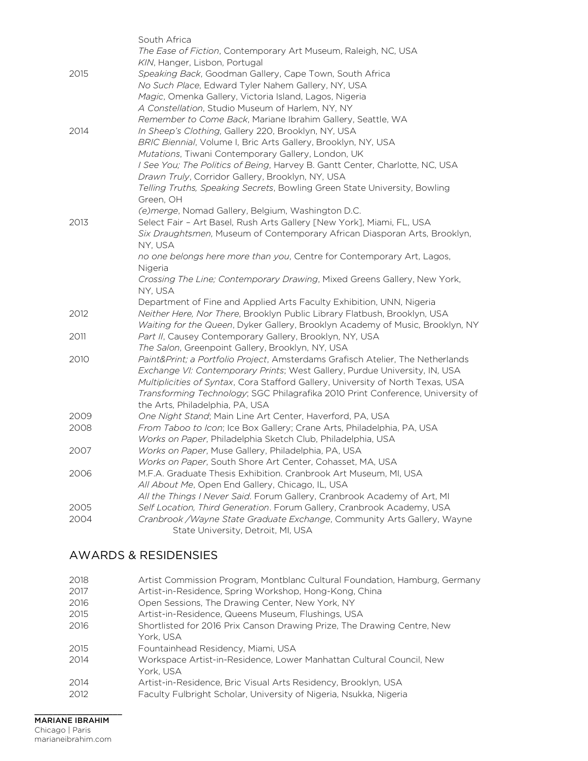| | |
|---|---|
| | South Africa |
| | *The Ease of Fiction*, Contemporary Art Museum, Raleigh, NC, USA |
| | *KIN*, Hanger, Lisbon, Portugal |
| 2015 | *Speaking Back*, Goodman Gallery, Cape Town, South Africa |
| | *No Such Place*, Edward Tyler Nahem Gallery, NY, USA |
| | *Magic*, Omenka Gallery, Victoria Island, Lagos, Nigeria |
| | *A Constellation*, Studio Museum of Harlem, NY, NY |
| | *Remember to Come Back*, Mariane Ibrahim Gallery, Seattle, WA |
| 2014 | *In Sheep's Clothing*, Gallery 220, Brooklyn, NY, USA |
| | *BRIC Biennial*, Volume I, Bric Arts Gallery, Brooklyn, NY, USA |
| | *Mutations*, Tiwani Contemporary Gallery, London, UK |
| | *I See You; The Politics of Being*, Harvey B. Gantt Center, Charlotte, NC, USA |
| | *Drawn Truly*, Corridor Gallery, Brooklyn, NY, USA |
| | *Telling Truths, Speaking Secrets*, Bowling Green State University, Bowling Green, OH |
| | *(e)merge*, Nomad Gallery, Belgium, Washington D.C. |
| 2013 | Select Fair – Art Basel, Rush Arts Gallery [New York], Miami, FL, USA |
| | *Six Draughtsmen*, Museum of Contemporary African Diasporan Arts, Brooklyn, NY, USA |
| | *no one belongs here more than you*, Centre for Contemporary Art, Lagos, Nigeria |
| | *Crossing The Line; Contemporary Drawing*, Mixed Greens Gallery, New York, NY, USA |
| | Department of Fine and Applied Arts Faculty Exhibition, UNN, Nigeria |
| 2012 | *Neither Here, Nor There*, Brooklyn Public Library Flatbush, Brooklyn, USA |
| | *Waiting for the Queen*, Dyker Gallery, Brooklyn Academy of Music, Brooklyn, NY |
| 2011 | *Part II*, Causey Contemporary Gallery, Brooklyn, NY, USA |
| | *The Salon*, Greenpoint Gallery, Brooklyn, NY, USA |
| 2010 | *Paint&Print; a Portfolio Project*, Amsterdams Grafisch Atelier, The Netherlands |
| | *Exchange VI: Contemporary Prints*; West Gallery, Purdue University, IN, USA |
| | *Multiplicities of Syntax*, Cora Stafford Gallery, University of North Texas, USA |
| | *Transforming Technology*; SGC Philagrafika 2010 Print Conference, University of the Arts, Philadelphia, PA, USA |
| 2009 | *One Night Stand*; Main Line Art Center, Haverford, PA, USA |
| 2008 | *From Taboo to Icon*; Ice Box Gallery; Crane Arts, Philadelphia, PA, USA |
| | *Works on Paper*, Philadelphia Sketch Club, Philadelphia, USA |
| 2007 | *Works on Paper*, Muse Gallery, Philadelphia, PA, USA |
| | *Works on Paper*, South Shore Art Center, Cohasset, MA, USA |
| 2006 | M.F.A. Graduate Thesis Exhibition. Cranbrook Art Museum, MI, USA |
| | *All About Me*, Open End Gallery, Chicago, IL, USA |
| | *All the Things I Never Said*. Forum Gallery, Cranbrook Academy of Art, MI |
| 2005 | *Self Location, Third Generation*. Forum Gallery, Cranbrook Academy, USA |
| 2004 | *Cranbrook /Wayne State Graduate Exchange*, Community Arts Gallery, Wayne State University, Detroit, MI, USA |

## AWARDS & RESIDENSIES

| | |
|---|---|
| 2018 | Artist Commission Program, Montblanc Cultural Foundation, Hamburg, Germany |
| 2017 | Artist-in-Residence, Spring Workshop, Hong-Kong, China |
| 2016 | Open Sessions, The Drawing Center, New York, NY |
| 2015 | Artist-in-Residence, Queens Museum, Flushings, USA |
| 2016 | Shortlisted for 2016 Prix Canson Drawing Prize, The Drawing Centre, New York, USA |
| 2015 | Fountainhead Residency, Miami, USA |
| 2014 | Workspace Artist-in-Residence, Lower Manhattan Cultural Council, New York, USA |
| 2014 | Artist-in-Residence, Bric Visual Arts Residency, Brooklyn, USA |
| 2012 | Faculty Fulbright Scholar, University of Nigeria, Nsukka, Nigeria |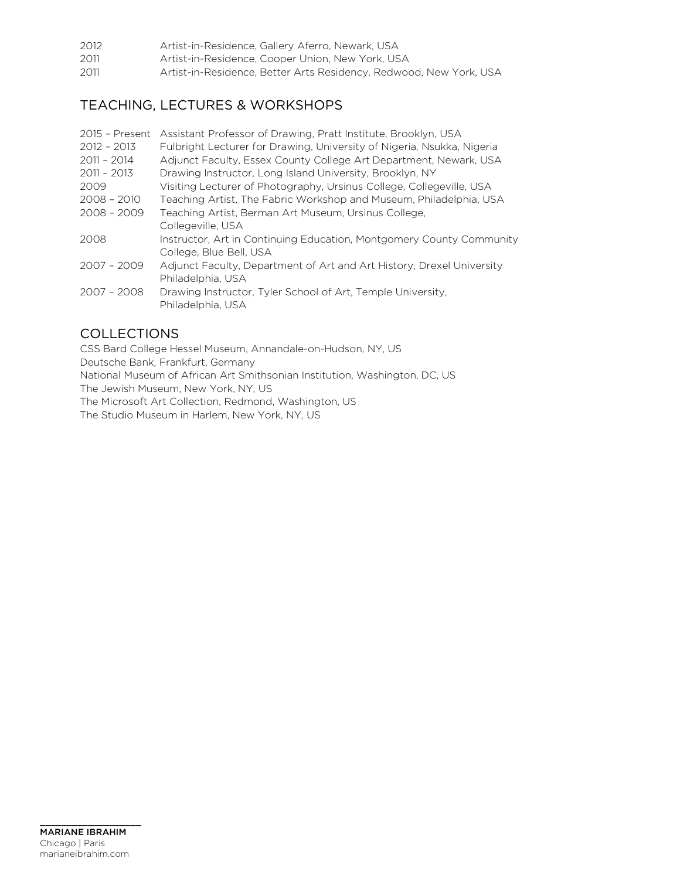| | |
|---|---|
| 2012 | Artist-in-Residence, Gallery Aferro, Newark, USA |
| 2011 | Artist-in-Residence, Cooper Union, New York, USA |
| 2011 | Artist-in-Residence, Better Arts Residency, Redwood, New York, USA |

## TEACHING, LECTURES & WORKSHOPS

| | |
|---|---|
| 2015 – Present | Assistant Professor of Drawing, Pratt Institute, Brooklyn, USA |
| 2012 – 2013 | Fulbright Lecturer for Drawing, University of Nigeria, Nsukka, Nigeria |
| 2011 – 2014 | Adjunct Faculty, Essex County College Art Department, Newark, USA |
| 2011 – 2013 | Drawing Instructor, Long Island University, Brooklyn, NY |
| 2009 | Visiting Lecturer of Photography, Ursinus College, Collegeville, USA |
| 2008 – 2010 | Teaching Artist, The Fabric Workshop and Museum, Philadelphia, USA |
| 2008 – 2009 | Teaching Artist, Berman Art Museum, Ursinus College, Collegeville, USA |
| 2008 | Instructor, Art in Continuing Education, Montgomery County Community College, Blue Bell, USA |
| 2007 – 2009 | Adjunct Faculty, Department of Art and Art History, Drexel University Philadelphia, USA |
| 2007 – 2008 | Drawing Instructor, Tyler School of Art, Temple University, Philadelphia, USA |

## COLLECTIONS

CSS Bard College Hessel Museum, Annandale-on-Hudson, NY, US
Deutsche Bank, Frankfurt, Germany
National Museum of African Art Smithsonian Institution, Washington, DC, US
The Jewish Museum, New York, NY, US
The Microsoft Art Collection, Redmond, Washington, US
The Studio Museum in Harlem, New York, NY, US